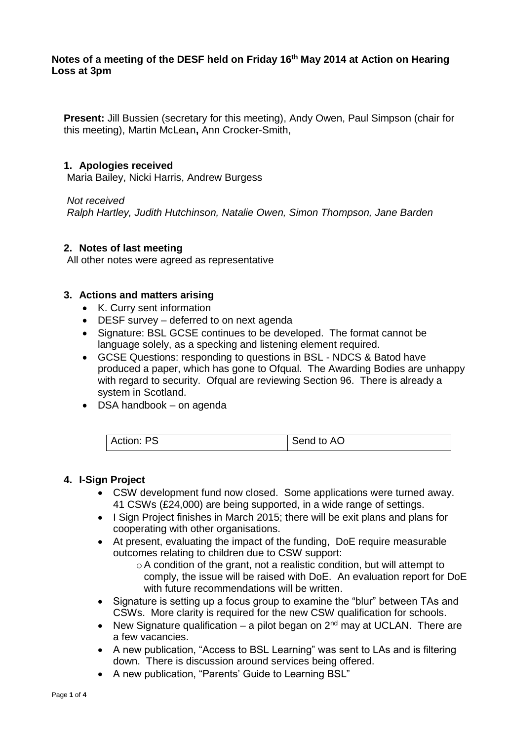**Notes of a meeting of the DESF held on Friday 16th May 2014 at Action on Hearing Loss at 3pm**

**Present:** Jill Bussien (secretary for this meeting), Andy Owen, Paul Simpson (chair for this meeting), Martin McLean**,** Ann Crocker-Smith,

## 1. Apologies received

Maria Bailey, Nicki Harris, Andrew Burgess

*Not received*

*Ralph Hartley, Judith Hutchinson, Natalie Owen, Simon Thompson, Jane Barden*

## 2. Notes of last meeting

All other notes were agreed as representative

## 3. Actions and matters arising

- K. Curry sent information
- DESF survey – deferred to on next agenda
- Signature: BSL GCSE continues to be developed. The format cannot be language solely, as a specking and listening element required.
- GCSE Questions: responding to questions in BSL - NDCS & Batod have produced a paper, which has gone to Ofqual. The Awarding Bodies are unhappy with regard to security. Ofqual are reviewing Section 96. There is already a system in Scotland.
- DSA handbook – on agenda

| Action: PS | Send to AO |
|---|---|

## 4. I-Sign Project

- CSW development fund now closed. Some applications were turned away. 41 CSWs (£24,000) are being supported, in a wide range of settings.
- I Sign Project finishes in March 2015; there will be exit plans and plans for cooperating with other organisations.
- At present, evaluating the impact of the funding, DoE require measurable outcomes relating to children due to CSW support:
  - A condition of the grant, not a realistic condition, but will attempt to comply, the issue will be raised with DoE. An evaluation report for DoE with future recommendations will be written.
- Signature is setting up a focus group to examine the "blur" between TAs and CSWs. More clarity is required for the new CSW qualification for schools.
- New Signature qualification – a pilot began on 2nd may at UCLAN. There are a few vacancies.
- A new publication, "Access to BSL Learning" was sent to LAs and is filtering down. There is discussion around services being offered.
- A new publication, "Parents' Guide to Learning BSL"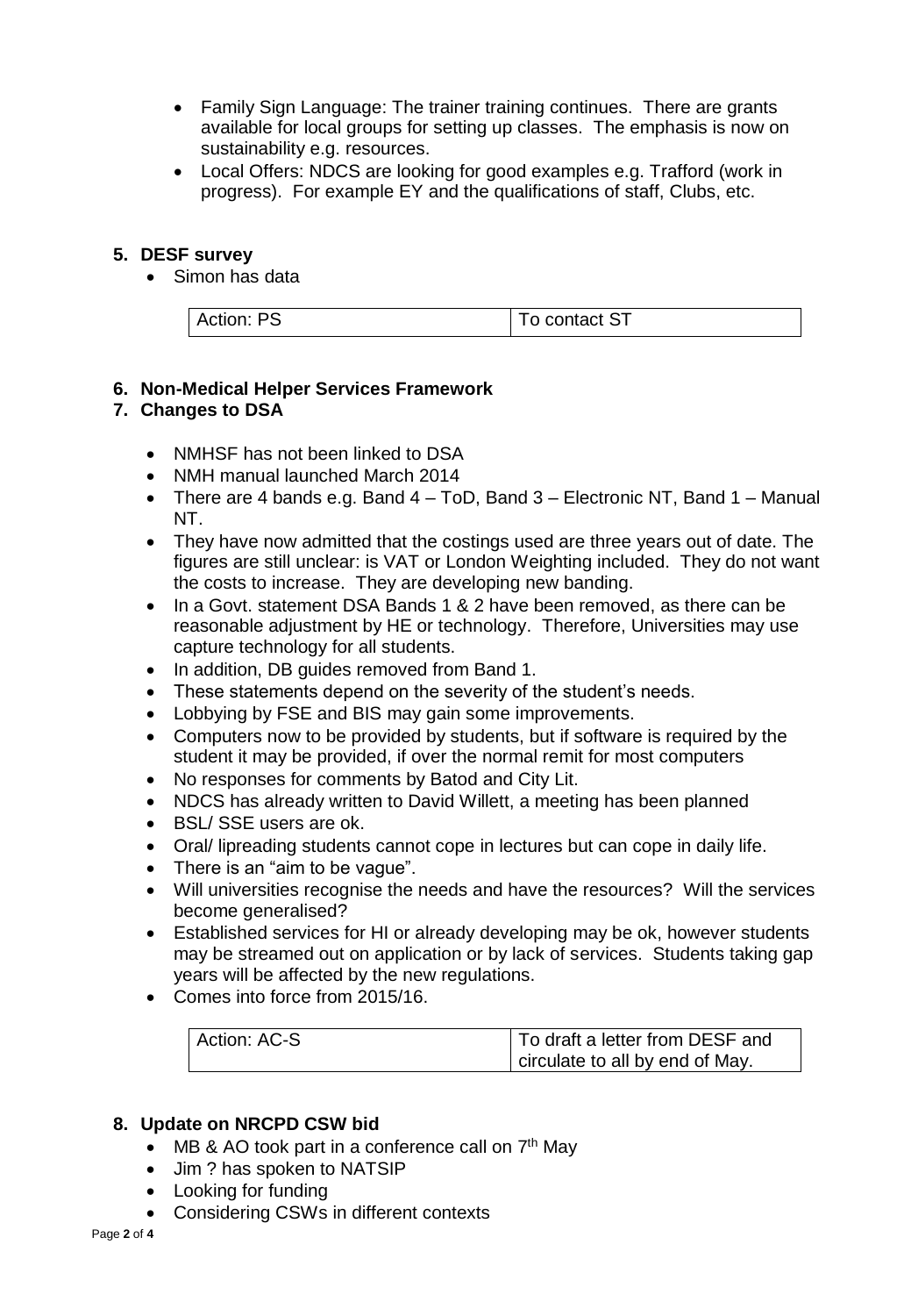- Family Sign Language: The trainer training continues. There are grants available for local groups for setting up classes. The emphasis is now on sustainability e.g. resources.
- Local Offers: NDCS are looking for good examples e.g. Trafford (work in progress). For example EY and the qualifications of staff, Clubs, etc.

## 5. DESF survey

- Simon has data

| Action: PS | To contact ST |
|---|---|

## 6. Non-Medical Helper Services Framework

## 7. Changes to DSA

- NMHSF has not been linked to DSA
- NMH manual launched March 2014
- There are 4 bands e.g. Band 4 – ToD, Band 3 – Electronic NT, Band 1 – Manual NT.
- They have now admitted that the costings used are three years out of date. The figures are still unclear: is VAT or London Weighting included. They do not want the costs to increase. They are developing new banding.
- In a Govt. statement DSA Bands 1 & 2 have been removed, as there can be reasonable adjustment by HE or technology. Therefore, Universities may use capture technology for all students.
- In addition, DB guides removed from Band 1.
- These statements depend on the severity of the student's needs.
- Lobbying by FSE and BIS may gain some improvements.
- Computers now to be provided by students, but if software is required by the student it may be provided, if over the normal remit for most computers
- No responses for comments by Batod and City Lit.
- NDCS has already written to David Willett, a meeting has been planned
- BSL/ SSE users are ok.
- Oral/ lipreading students cannot cope in lectures but can cope in daily life.
- There is an "aim to be vague".
- Will universities recognise the needs and have the resources? Will the services become generalised?
- Established services for HI or already developing may be ok, however students may be streamed out on application or by lack of services. Students taking gap years will be affected by the new regulations.
- Comes into force from 2015/16.

| Action: AC-S | To draft a letter from DESF and circulate to all by end of May. |
|---|---|

## 8. Update on NRCPD CSW bid

- MB & AO took part in a conference call on 7th May
- Jim ? has spoken to NATSIP
- Looking for funding
- Considering CSWs in different contexts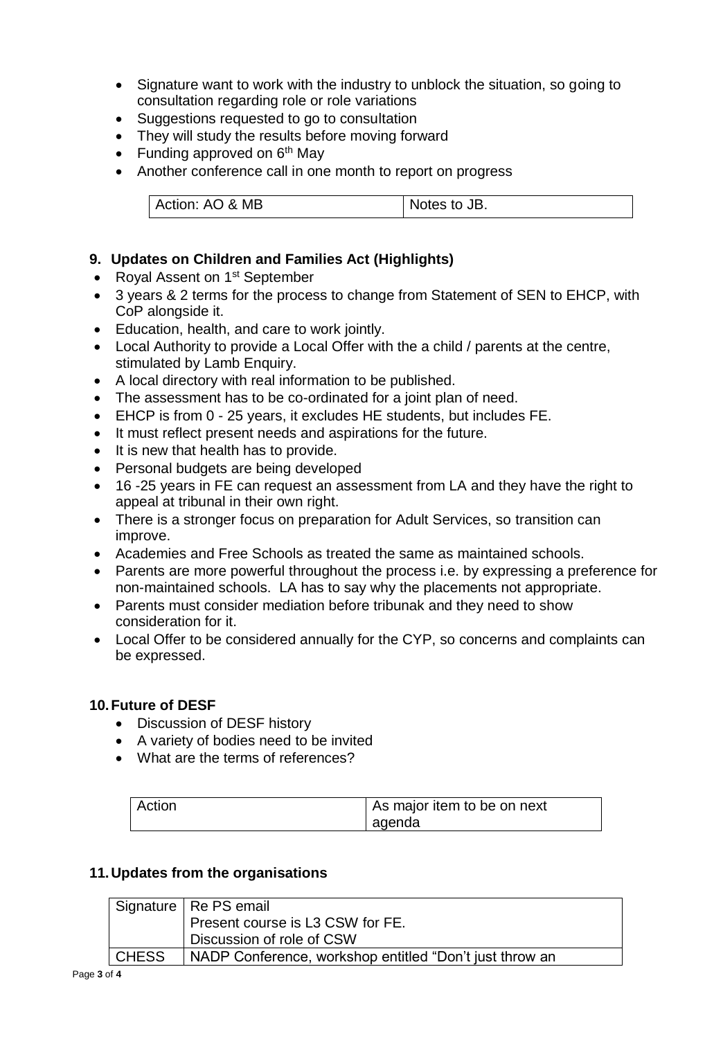- Signature want to work with the industry to unblock the situation, so going to consultation regarding role or role variations
- Suggestions requested to go to consultation
- They will study the results before moving forward
- Funding approved on 6th May
- Another conference call in one month to report on progress

| Action: AO & MB | Notes to JB. |
|---|---|

## 9. Updates on Children and Families Act (Highlights)

- Royal Assent on 1st September
- 3 years & 2 terms for the process to change from Statement of SEN to EHCP, with CoP alongside it.
- Education, health, and care to work jointly.
- Local Authority to provide a Local Offer with the a child / parents at the centre, stimulated by Lamb Enquiry.
- A local directory with real information to be published.
- The assessment has to be co-ordinated for a joint plan of need.
- EHCP is from 0 - 25 years, it excludes HE students, but includes FE.
- It must reflect present needs and aspirations for the future.
- It is new that health has to provide.
- Personal budgets are being developed
- 16 -25 years in FE can request an assessment from LA and they have the right to appeal at tribunal in their own right.
- There is a stronger focus on preparation for Adult Services, so transition can improve.
- Academies and Free Schools as treated the same as maintained schools.
- Parents are more powerful throughout the process i.e. by expressing a preference for non-maintained schools. LA has to say why the placements not appropriate.
- Parents must consider mediation before tribunak and they need to show consideration for it.
- Local Offer to be considered annually for the CYP, so concerns and complaints can be expressed.

## 10. Future of DESF

- Discussion of DESF history
- A variety of bodies need to be invited
- What are the terms of references?

| Action | As major item to be on next agenda |
|---|---|

## 11. Updates from the organisations

| | |
|---|---|
| Signature | Re PS email<br>Present course is L3 CSW for FE.<br>Discussion of role of CSW |
| CHESS | NADP Conference, workshop entitled "Don't just throw an |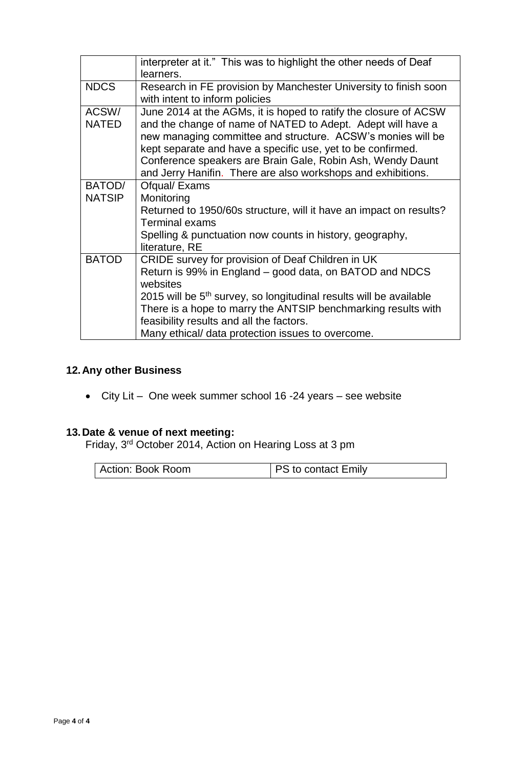| | |
|---|---|
| | interpreter at it." This was to highlight the other needs of Deaf learners. |
| NDCS | Research in FE provision by Manchester University to finish soon with intent to inform policies |
| ACSW/ NATED | June 2014 at the AGMs, it is hoped to ratify the closure of ACSW and the change of name of NATED to Adept. Adept will have a new managing committee and structure. ACSW's monies will be kept separate and have a specific use, yet to be confirmed. Conference speakers are Brain Gale, Robin Ash, Wendy Daunt and Jerry Hanifin. There are also workshops and exhibitions. |
| BATOD/ NATSIP | Ofqual/ Exams<br>Monitoring<br>Returned to 1950/60s structure, will it have an impact on results?<br>Terminal exams<br>Spelling & punctuation now counts in history, geography, literature, RE |
| BATOD | CRIDE survey for provision of Deaf Children in UK<br>Return is 99% in England – good data, on BATOD and NDCS websites<br>2015 will be 5th survey, so longitudinal results will be available<br>There is a hope to marry the ANTSIP benchmarking results with feasibility results and all the factors.<br>Many ethical/ data protection issues to overcome. |

## 12. Any other Business

- City Lit – One week summer school 16 -24 years – see website

## 13. Date & venue of next meeting:

Friday, 3rd October 2014, Action on Hearing Loss at 3 pm

| | |
|---|---|
| Action: Book Room | PS to contact Emily |